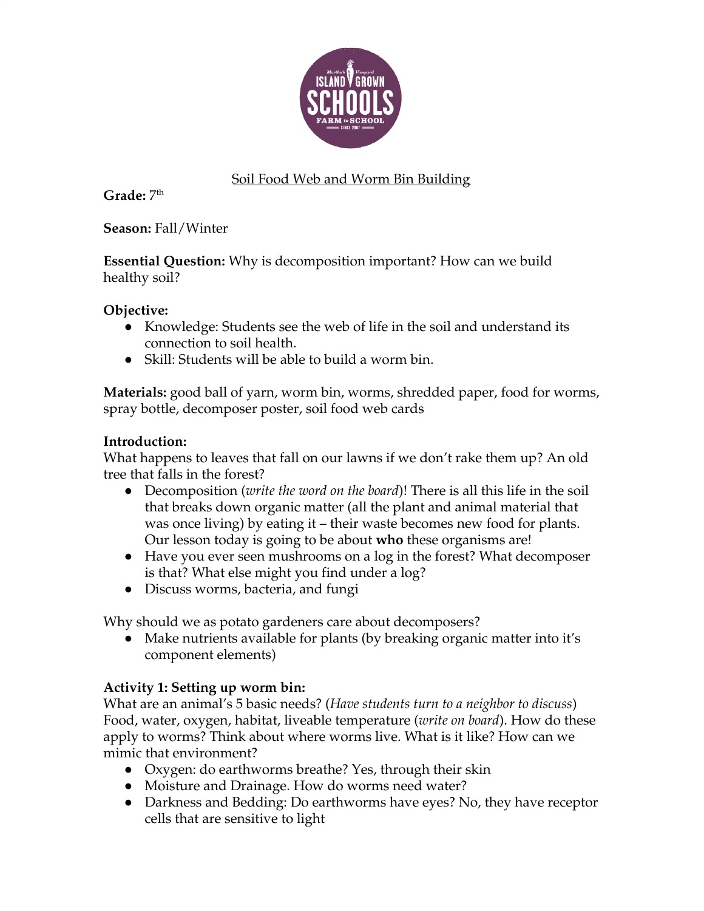# Soil Food Web and Worm Bin Building

**Grade:** 7th

**Season:** Fall/Winter

**Essential Question:** Why is decomposition important? How can we build healthy soil?

**Objective:**

- Knowledge: Students see the web of life in the soil and understand its connection to soil health.
- Skill: Students will be able to build a worm bin.

**Materials:** good ball of yarn, worm bin, worms, shredded paper, food for worms, spray bottle, decomposer poster, soil food web cards

**Introduction:**

What happens to leaves that fall on our lawns if we don't rake them up? An old tree that falls in the forest?

- Decomposition (*write the word on the board*)! There is all this life in the soil that breaks down organic matter (all the plant and animal material that was once living) by eating it – their waste becomes new food for plants. Our lesson today is going to be about **who** these organisms are!
- Have you ever seen mushrooms on a log in the forest? What decomposer is that? What else might you find under a log?
- Discuss worms, bacteria, and fungi

Why should we as potato gardeners care about decomposers?

- Make nutrients available for plants (by breaking organic matter into it's component elements)

**Activity 1: Setting up worm bin:**

What are an animal's 5 basic needs? (*Have students turn to a neighbor to discuss*) Food, water, oxygen, habitat, liveable temperature (*write on board*). How do these apply to worms? Think about where worms live. What is it like? How can we mimic that environment?

- Oxygen: do earthworms breathe? Yes, through their skin
- Moisture and Drainage. How do worms need water?
- Darkness and Bedding: Do earthworms have eyes? No, they have receptor cells that are sensitive to light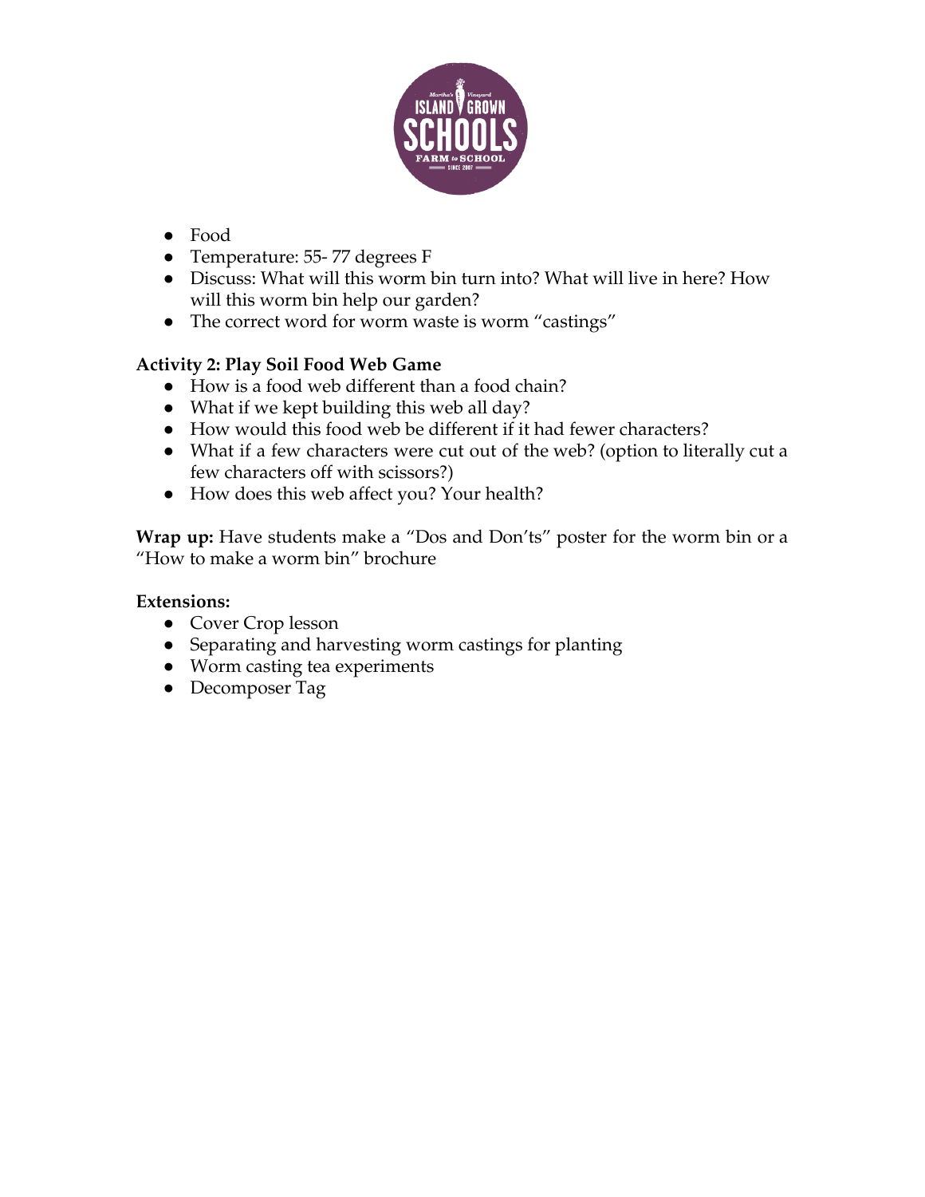- Food
- Temperature: 55- 77 degrees F
- Discuss: What will this worm bin turn into? What will live in here? How will this worm bin help our garden?
- The correct word for worm waste is worm "castings"

**Activity 2: Play Soil Food Web Game**

- How is a food web different than a food chain?
- What if we kept building this web all day?
- How would this food web be different if it had fewer characters?
- What if a few characters were cut out of the web? (option to literally cut a few characters off with scissors?)
- How does this web affect you? Your health?

**Wrap up:** Have students make a "Dos and Don'ts" poster for the worm bin or a "How to make a worm bin" brochure

**Extensions:**

- Cover Crop lesson
- Separating and harvesting worm castings for planting
- Worm casting tea experiments
- Decomposer Tag